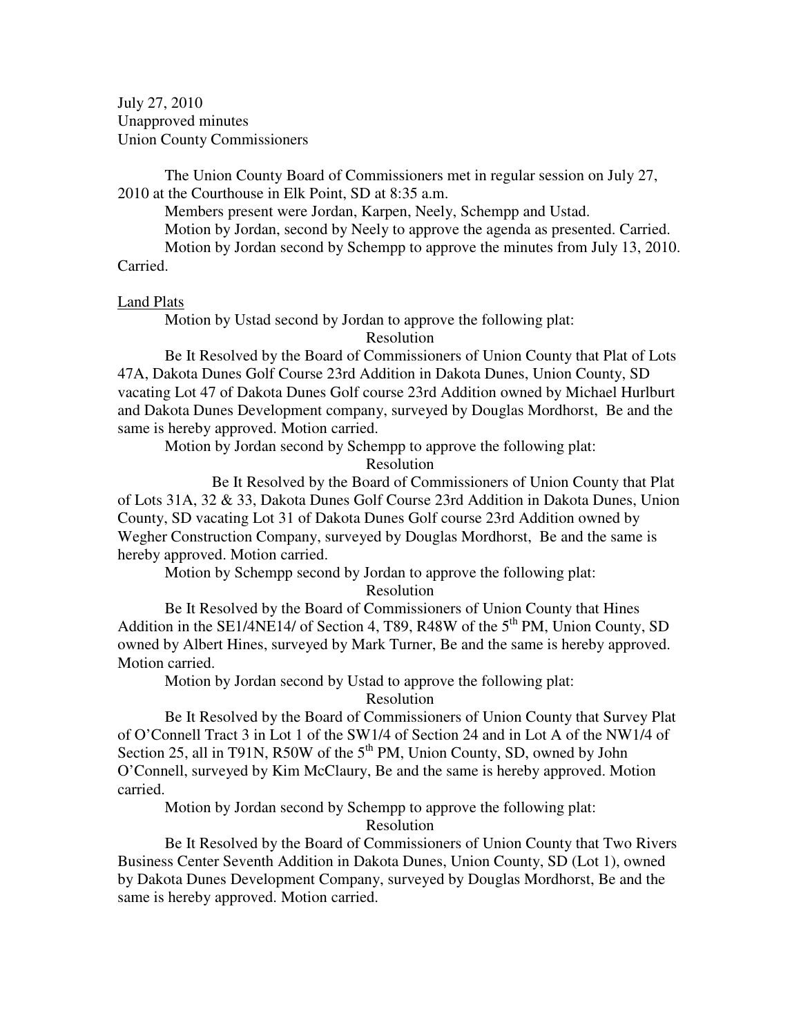July 27, 2010
Unapproved minutes
Union County Commissioners

The Union County Board of Commissioners met in regular session on July 27, 2010 at the Courthouse in Elk Point, SD at 8:35 a.m.

Members present were Jordan, Karpen, Neely, Schempp and Ustad.

Motion by Jordan, second by Neely to approve the agenda as presented. Carried.

Motion by Jordan second by Schempp to approve the minutes from July 13, 2010. Carried.

<u>Land Plats</u>

Motion by Ustad second by Jordan to approve the following plat:

Resolution

Be It Resolved by the Board of Commissioners of Union County that Plat of Lots 47A, Dakota Dunes Golf Course 23rd Addition in Dakota Dunes, Union County, SD vacating Lot 47 of Dakota Dunes Golf course 23rd Addition owned by Michael Hurlburt and Dakota Dunes Development company, surveyed by Douglas Mordhorst, Be and the same is hereby approved. Motion carried.

Motion by Jordan second by Schempp to approve the following plat:

Resolution

Be It Resolved by the Board of Commissioners of Union County that Plat of Lots 31A, 32 & 33, Dakota Dunes Golf Course 23rd Addition in Dakota Dunes, Union County, SD vacating Lot 31 of Dakota Dunes Golf course 23rd Addition owned by Wegher Construction Company, surveyed by Douglas Mordhorst, Be and the same is hereby approved. Motion carried.

Motion by Schempp second by Jordan to approve the following plat:

Resolution

Be It Resolved by the Board of Commissioners of Union County that Hines Addition in the SE1/4NE14/ of Section 4, T89, R48W of the 5th PM, Union County, SD owned by Albert Hines, surveyed by Mark Turner, Be and the same is hereby approved. Motion carried.

Motion by Jordan second by Ustad to approve the following plat:

Resolution

Be It Resolved by the Board of Commissioners of Union County that Survey Plat of O'Connell Tract 3 in Lot 1 of the SW1/4 of Section 24 and in Lot A of the NW1/4 of Section 25, all in T91N, R50W of the 5th PM, Union County, SD, owned by John O'Connell, surveyed by Kim McClaury, Be and the same is hereby approved. Motion carried.

Motion by Jordan second by Schempp to approve the following plat:

Resolution

Be It Resolved by the Board of Commissioners of Union County that Two Rivers Business Center Seventh Addition in Dakota Dunes, Union County, SD (Lot 1), owned by Dakota Dunes Development Company, surveyed by Douglas Mordhorst, Be and the same is hereby approved. Motion carried.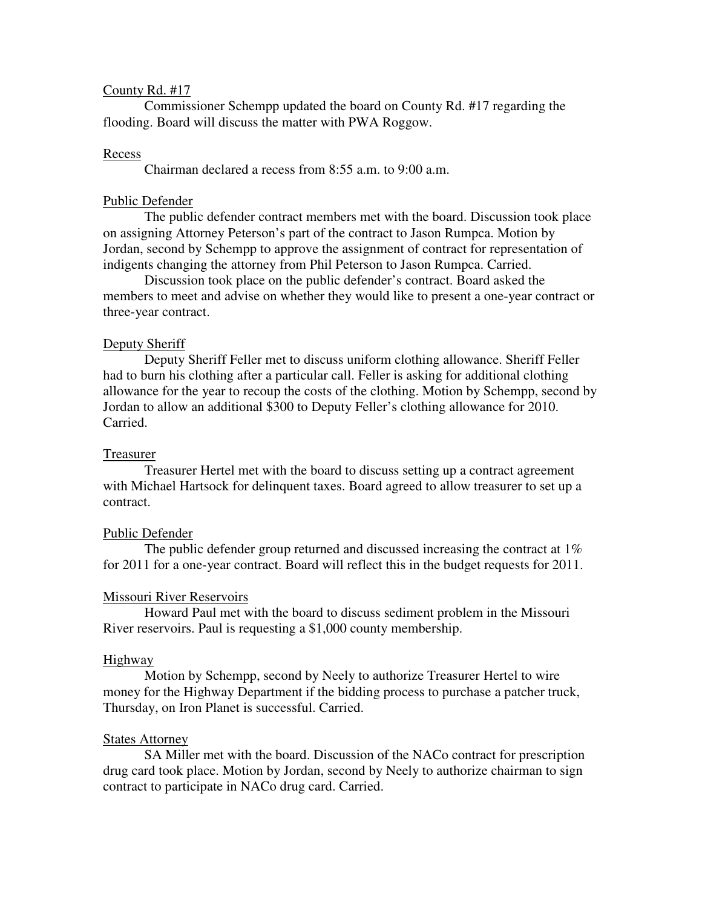## County Rd. #17

Commissioner Schempp updated the board on County Rd. #17 regarding the flooding. Board will discuss the matter with PWA Roggow.

## Recess

Chairman declared a recess from 8:55 a.m. to 9:00 a.m.

## Public Defender

The public defender contract members met with the board. Discussion took place on assigning Attorney Peterson's part of the contract to Jason Rumpca. Motion by Jordan, second by Schempp to approve the assignment of contract for representation of indigents changing the attorney from Phil Peterson to Jason Rumpca. Carried.

Discussion took place on the public defender's contract. Board asked the members to meet and advise on whether they would like to present a one-year contract or three-year contract.

## Deputy Sheriff

Deputy Sheriff Feller met to discuss uniform clothing allowance. Sheriff Feller had to burn his clothing after a particular call. Feller is asking for additional clothing allowance for the year to recoup the costs of the clothing. Motion by Schempp, second by Jordan to allow an additional $300 to Deputy Feller's clothing allowance for 2010. Carried.

## Treasurer

Treasurer Hertel met with the board to discuss setting up a contract agreement with Michael Hartsock for delinquent taxes. Board agreed to allow treasurer to set up a contract.

## Public Defender

The public defender group returned and discussed increasing the contract at 1% for 2011 for a one-year contract. Board will reflect this in the budget requests for 2011.

## Missouri River Reservoirs

Howard Paul met with the board to discuss sediment problem in the Missouri River reservoirs. Paul is requesting a $1,000 county membership.

## Highway

Motion by Schempp, second by Neely to authorize Treasurer Hertel to wire money for the Highway Department if the bidding process to purchase a patcher truck, Thursday, on Iron Planet is successful. Carried.

## States Attorney

SA Miller met with the board. Discussion of the NACo contract for prescription drug card took place. Motion by Jordan, second by Neely to authorize chairman to sign contract to participate in NACo drug card. Carried.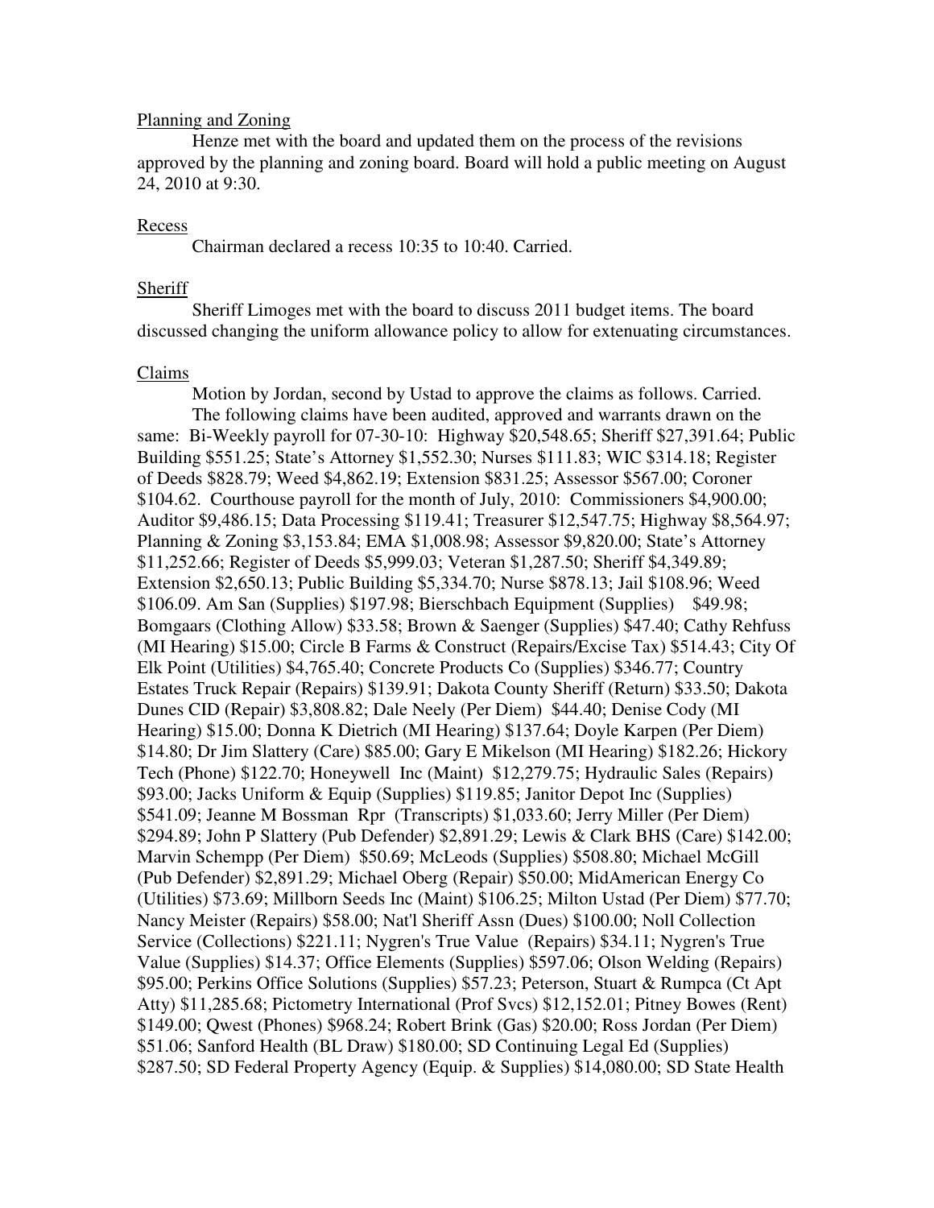Planning and Zoning

Henze met with the board and updated them on the process of the revisions approved by the planning and zoning board. Board will hold a public meeting on August 24, 2010 at 9:30.

Recess

Chairman declared a recess 10:35 to 10:40. Carried.

Sheriff

Sheriff Limoges met with the board to discuss 2011 budget items. The board discussed changing the uniform allowance policy to allow for extenuating circumstances.

Claims

Motion by Jordan, second by Ustad to approve the claims as follows. Carried.

The following claims have been audited, approved and warrants drawn on the same: Bi-Weekly payroll for 07-30-10: Highway $20,548.65; Sheriff $27,391.64; Public Building $551.25; State's Attorney $1,552.30; Nurses $111.83; WIC $314.18; Register of Deeds $828.79; Weed $4,862.19; Extension $831.25; Assessor $567.00; Coroner $104.62. Courthouse payroll for the month of July, 2010: Commissioners $4,900.00; Auditor $9,486.15; Data Processing $119.41; Treasurer $12,547.75; Highway $8,564.97; Planning & Zoning $3,153.84; EMA $1,008.98; Assessor $9,820.00; State's Attorney $11,252.66; Register of Deeds $5,999.03; Veteran $1,287.50; Sheriff $4,349.89; Extension $2,650.13; Public Building $5,334.70; Nurse $878.13; Jail $108.96; Weed $106.09. Am San (Supplies) $197.98; Bierschbach Equipment (Supplies) $49.98; Bomgaars (Clothing Allow) $33.58; Brown & Saenger (Supplies) $47.40; Cathy Rehfuss (MI Hearing) $15.00; Circle B Farms & Construct (Repairs/Excise Tax) $514.43; City Of Elk Point (Utilities) $4,765.40; Concrete Products Co (Supplies) $346.77; Country Estates Truck Repair (Repairs) $139.91; Dakota County Sheriff (Return) $33.50; Dakota Dunes CID (Repair) $3,808.82; Dale Neely (Per Diem) $44.40; Denise Cody (MI Hearing) $15.00; Donna K Dietrich (MI Hearing) $137.64; Doyle Karpen (Per Diem) $14.80; Dr Jim Slattery (Care) $85.00; Gary E Mikelson (MI Hearing) $182.26; Hickory Tech (Phone) $122.70; Honeywell Inc (Maint) $12,279.75; Hydraulic Sales (Repairs) $93.00; Jacks Uniform & Equip (Supplies) $119.85; Janitor Depot Inc (Supplies) $541.09; Jeanne M Bossman Rpr (Transcripts) $1,033.60; Jerry Miller (Per Diem) $294.89; John P Slattery (Pub Defender) $2,891.29; Lewis & Clark BHS (Care) $142.00; Marvin Schempp (Per Diem) $50.69; McLeods (Supplies) $508.80; Michael McGill (Pub Defender) $2,891.29; Michael Oberg (Repair) $50.00; MidAmerican Energy Co (Utilities) $73.69; Millborn Seeds Inc (Maint) $106.25; Milton Ustad (Per Diem) $77.70; Nancy Meister (Repairs) $58.00; Nat'l Sheriff Assn (Dues) $100.00; Noll Collection Service (Collections) $221.11; Nygren's True Value (Repairs) $34.11; Nygren's True Value (Supplies) $14.37; Office Elements (Supplies) $597.06; Olson Welding (Repairs) $95.00; Perkins Office Solutions (Supplies) $57.23; Peterson, Stuart & Rumpca (Ct Apt Atty) $11,285.68; Pictometry International (Prof Svcs) $12,152.01; Pitney Bowes (Rent) $149.00; Qwest (Phones) $968.24; Robert Brink (Gas) $20.00; Ross Jordan (Per Diem) $51.06; Sanford Health (BL Draw) $180.00; SD Continuing Legal Ed (Supplies) $287.50; SD Federal Property Agency (Equip. & Supplies) $14,080.00; SD State Health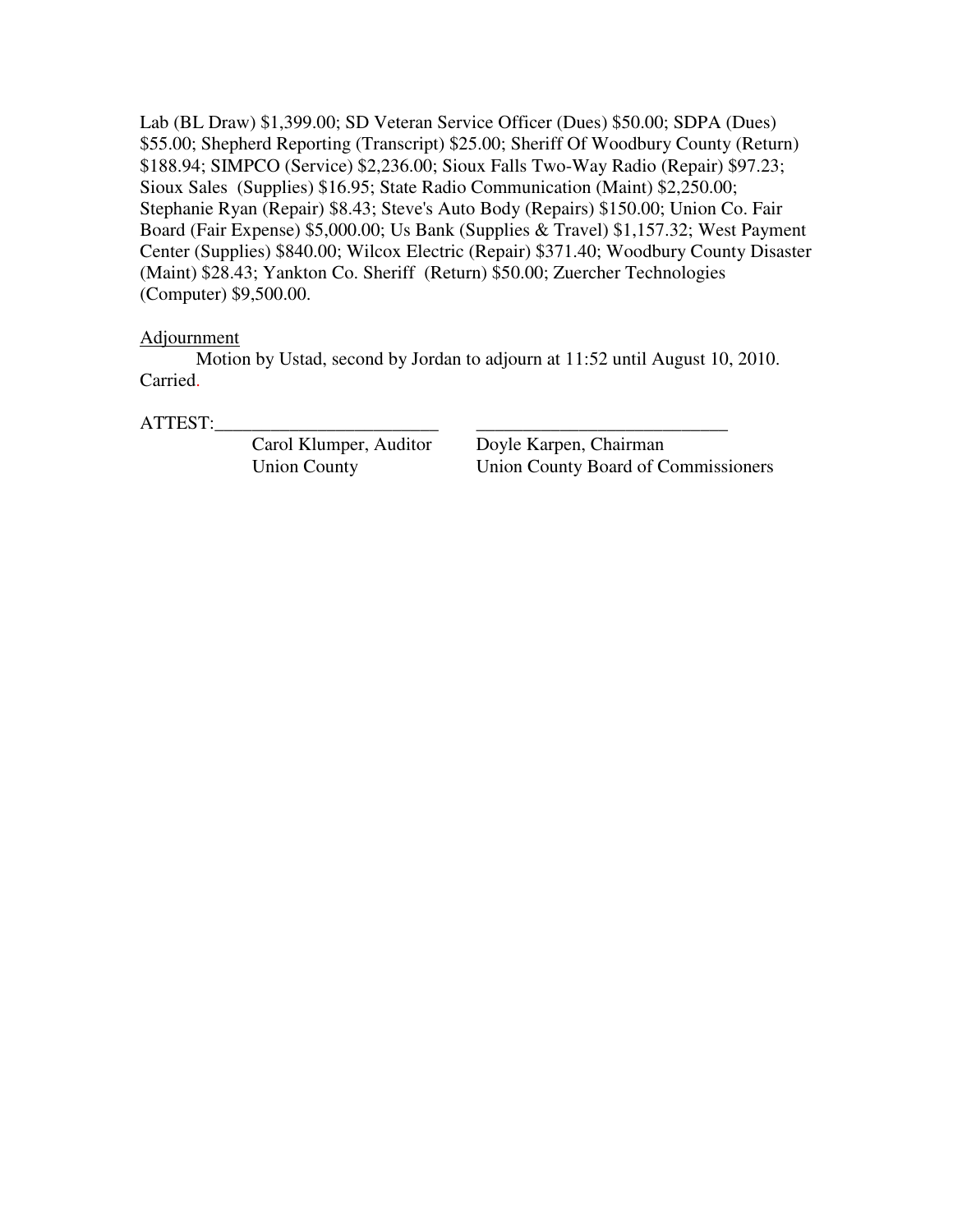Lab (BL Draw) $1,399.00; SD Veteran Service Officer (Dues) $50.00; SDPA (Dues) $55.00; Shepherd Reporting (Transcript) $25.00; Sheriff Of Woodbury County (Return) $188.94; SIMPCO (Service) $2,236.00; Sioux Falls Two-Way Radio (Repair) $97.23; Sioux Sales (Supplies) $16.95; State Radio Communication (Maint) $2,250.00; Stephanie Ryan (Repair) $8.43; Steve's Auto Body (Repairs) $150.00; Union Co. Fair Board (Fair Expense) $5,000.00; Us Bank (Supplies & Travel) $1,157.32; West Payment Center (Supplies) $840.00; Wilcox Electric (Repair) $371.40; Woodbury County Disaster (Maint) $28.43; Yankton Co. Sheriff (Return) $50.00; Zuercher Technologies (Computer) $9,500.00.

Adjournment

Motion by Ustad, second by Jordan to adjourn at 11:52 until August 10, 2010. Carried.

ATTEST:________________________ ___________________________

Carol Klumper, Auditor
Union County

Doyle Karpen, Chairman
Union County Board of Commissioners